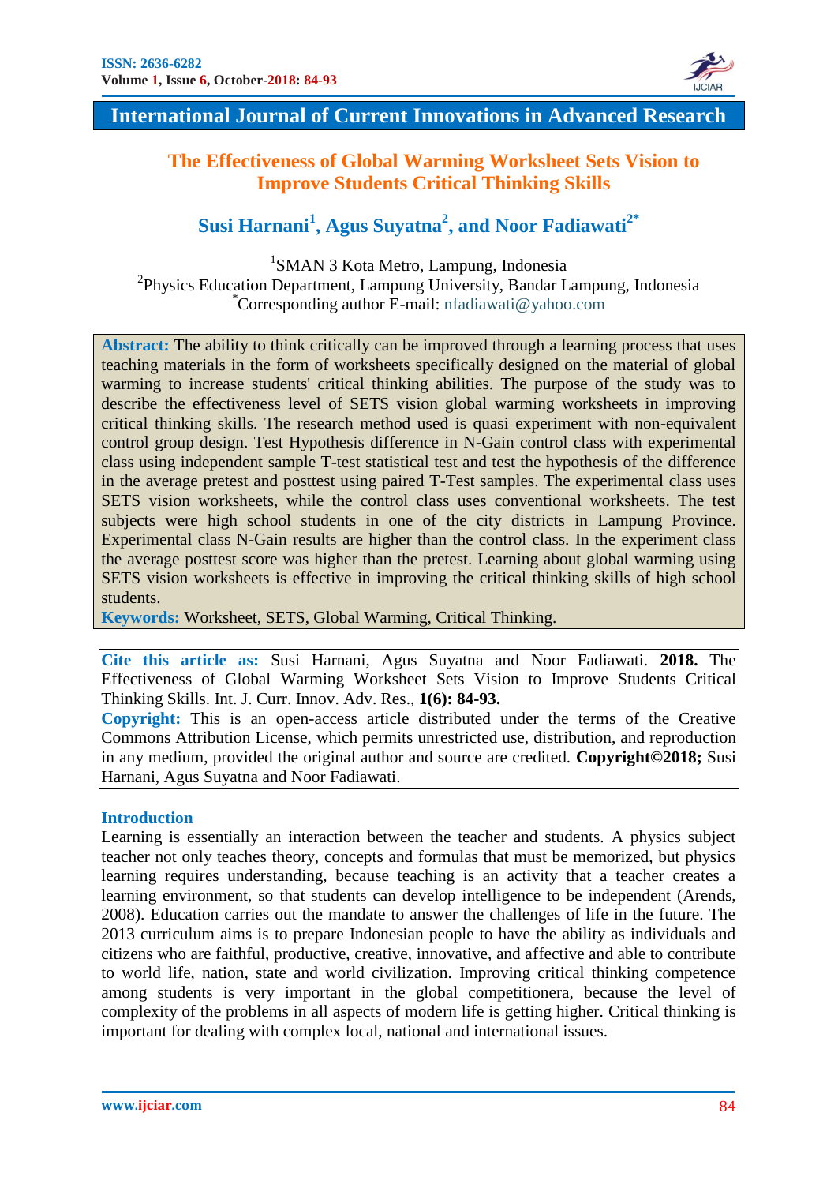# International Journal of Current Innovations in Advanced Research

## The Effectiveness of Global Warming Worksheet Sets Vision to Improve Students Critical Thinking Skills

**Susi Harnani[1], Agus Suyatna[2], and Noor Fadiawati[2*]**

[1]SMAN 3 Kota Metro, Lampung, Indonesia
[2]Physics Education Department, Lampung University, Bandar Lampung, Indonesia
[*]Corresponding author E-mail: nfadiawati@yahoo.com

**Abstract:** The ability to think critically can be improved through a learning process that uses teaching materials in the form of worksheets specifically designed on the material of global warming to increase students' critical thinking abilities. The purpose of the study was to describe the effectiveness level of SETS vision global warming worksheets in improving critical thinking skills. The research method used is quasi experiment with non-equivalent control group design. Test Hypothesis difference in N-Gain control class with experimental class using independent sample T-test statistical test and test the hypothesis of the difference in the average pretest and posttest using paired T-Test samples. The experimental class uses SETS vision worksheets, while the control class uses conventional worksheets. The test subjects were high school students in one of the city districts in Lampung Province. Experimental class N-Gain results are higher than the control class. In the experiment class the average posttest score was higher than the pretest. Learning about global warming using SETS vision worksheets is effective in improving the critical thinking skills of high school students.

**Keywords:** Worksheet, SETS, Global Warming, Critical Thinking.

**Cite this article as:** Susi Harnani, Agus Suyatna and Noor Fadiawati. **2018.** The Effectiveness of Global Warming Worksheet Sets Vision to Improve Students Critical Thinking Skills. Int. J. Curr. Innov. Adv. Res., **1(6): 84-93.**

**Copyright:** This is an open-access article distributed under the terms of the Creative Commons Attribution License, which permits unrestricted use, distribution, and reproduction in any medium, provided the original author and source are credited. **Copyright©2018;** Susi Harnani, Agus Suyatna and Noor Fadiawati.

## Introduction

Learning is essentially an interaction between the teacher and students. A physics subject teacher not only teaches theory, concepts and formulas that must be memorized, but physics learning requires understanding, because teaching is an activity that a teacher creates a learning environment, so that students can develop intelligence to be independent (Arends, 2008). Education carries out the mandate to answer the challenges of life in the future. The 2013 curriculum aims is to prepare Indonesian people to have the ability as individuals and citizens who are faithful, productive, creative, innovative, and affective and able to contribute to world life, nation, state and world civilization. Improving critical thinking competence among students is very important in the global competitionera, because the level of complexity of the problems in all aspects of modern life is getting higher. Critical thinking is important for dealing with complex local, national and international issues.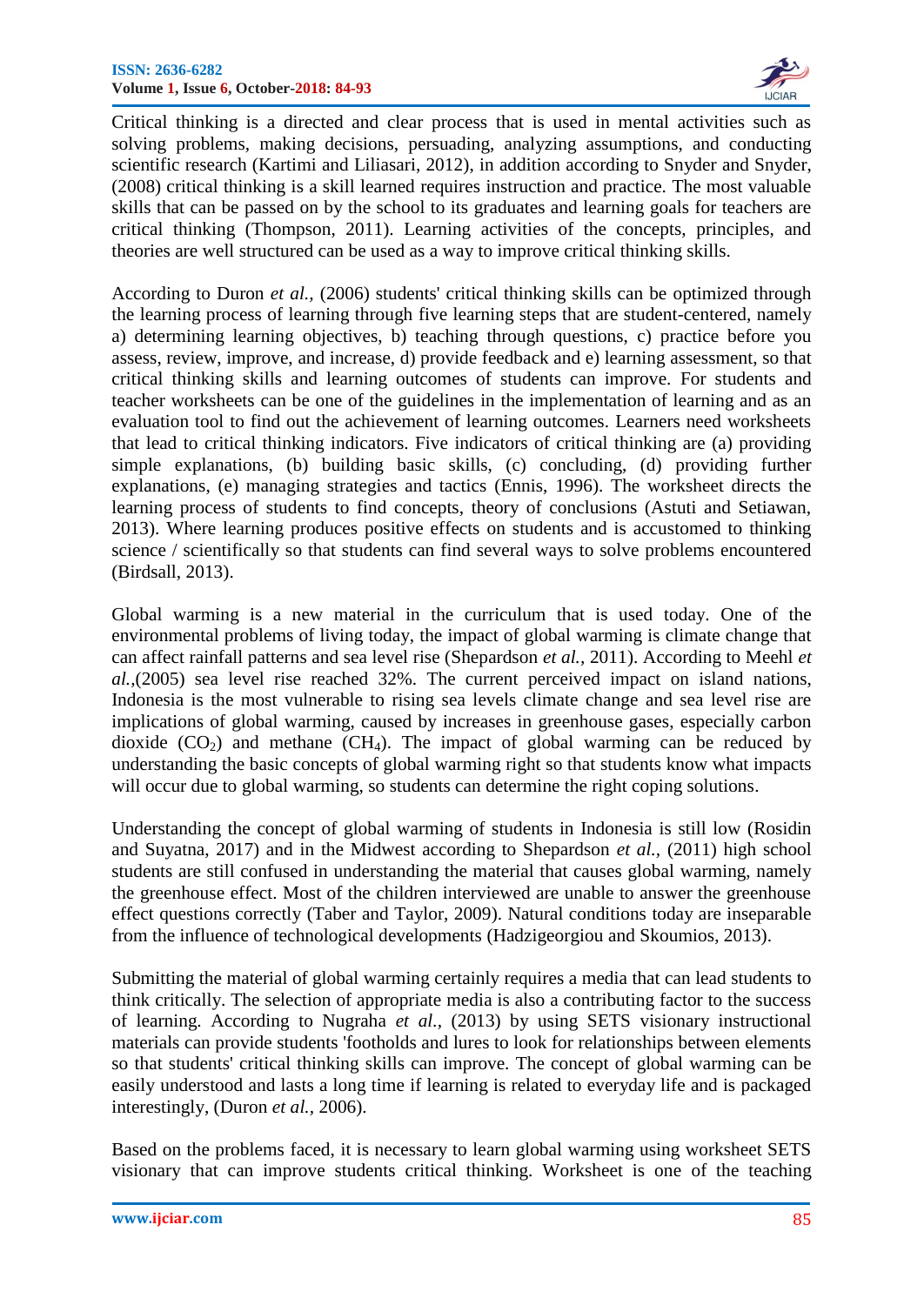Critical thinking is a directed and clear process that is used in mental activities such as solving problems, making decisions, persuading, analyzing assumptions, and conducting scientific research (Kartimi and Liliasari, 2012), in addition according to Snyder and Snyder, (2008) critical thinking is a skill learned requires instruction and practice. The most valuable skills that can be passed on by the school to its graduates and learning goals for teachers are critical thinking (Thompson, 2011). Learning activities of the concepts, principles, and theories are well structured can be used as a way to improve critical thinking skills.

According to Duron *et al.*, (2006) students' critical thinking skills can be optimized through the learning process of learning through five learning steps that are student-centered, namely a) determining learning objectives, b) teaching through questions, c) practice before you assess, review, improve, and increase, d) provide feedback and e) learning assessment, so that critical thinking skills and learning outcomes of students can improve. For students and teacher worksheets can be one of the guidelines in the implementation of learning and as an evaluation tool to find out the achievement of learning outcomes. Learners need worksheets that lead to critical thinking indicators. Five indicators of critical thinking are (a) providing simple explanations, (b) building basic skills, (c) concluding, (d) providing further explanations, (e) managing strategies and tactics (Ennis, 1996). The worksheet directs the learning process of students to find concepts, theory of conclusions (Astuti and Setiawan, 2013). Where learning produces positive effects on students and is accustomed to thinking science / scientifically so that students can find several ways to solve problems encountered (Birdsall, 2013).

Global warming is a new material in the curriculum that is used today. One of the environmental problems of living today, the impact of global warming is climate change that can affect rainfall patterns and sea level rise (Shepardson *et al.*, 2011). According to Meehl *et al.*,(2005) sea level rise reached 32%. The current perceived impact on island nations, Indonesia is the most vulnerable to rising sea levels climate change and sea level rise are implications of global warming, caused by increases in greenhouse gases, especially carbon dioxide ($CO_2$) and methane ($CH_4$). The impact of global warming can be reduced by understanding the basic concepts of global warming right so that students know what impacts will occur due to global warming, so students can determine the right coping solutions.

Understanding the concept of global warming of students in Indonesia is still low (Rosidin and Suyatna, 2017) and in the Midwest according to Shepardson *et al.*, (2011) high school students are still confused in understanding the material that causes global warming, namely the greenhouse effect. Most of the children interviewed are unable to answer the greenhouse effect questions correctly (Taber and Taylor, 2009). Natural conditions today are inseparable from the influence of technological developments (Hadzigeorgiou and Skoumios, 2013).

Submitting the material of global warming certainly requires a media that can lead students to think critically. The selection of appropriate media is also a contributing factor to the success of learning. According to Nugraha *et al.*, (2013) by using SETS visionary instructional materials can provide students 'footholds and lures to look for relationships between elements so that students' critical thinking skills can improve. The concept of global warming can be easily understood and lasts a long time if learning is related to everyday life and is packaged interestingly, (Duron *et al.*, 2006).

Based on the problems faced, it is necessary to learn global warming using worksheet SETS visionary that can improve students critical thinking. Worksheet is one of the teaching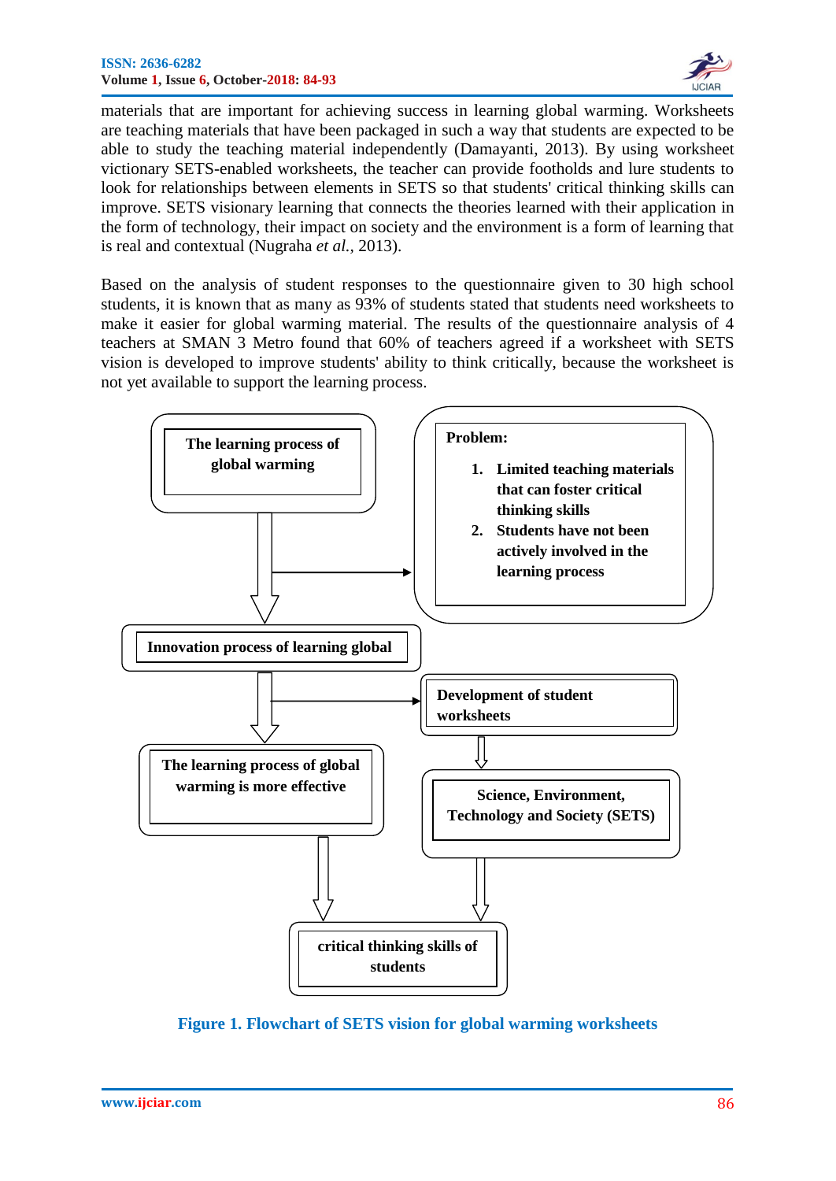materials that are important for achieving success in learning global warming. Worksheets are teaching materials that have been packaged in such a way that students are expected to be able to study the teaching material independently (Damayanti, 2013). By using worksheet victionary SETS-enabled worksheets, the teacher can provide footholds and lure students to look for relationships between elements in SETS so that students' critical thinking skills can improve. SETS visionary learning that connects the theories learned with their application in the form of technology, their impact on society and the environment is a form of learning that is real and contextual (Nugraha *et al.*, 2013).

Based on the analysis of student responses to the questionnaire given to 30 high school students, it is known that as many as 93% of students stated that students need worksheets to make it easier for global warming material. The results of the questionnaire analysis of 4 teachers at SMAN 3 Metro found that 60% of teachers agreed if a worksheet with SETS vision is developed to improve students' ability to think critically, because the worksheet is not yet available to support the learning process.

**The learning process of global warming**

**Problem:**

1. **Limited teaching materials that can foster critical thinking skills**
2. **Students have not been actively involved in the learning process**

**Innovation process of learning global**

**Development of student worksheets**

**The learning process of global warming is more effective**

**Science, Environment, Technology and Society (SETS)**

**critical thinking skills of students**

**Figure 1. Flowchart of SETS vision for global warming worksheets**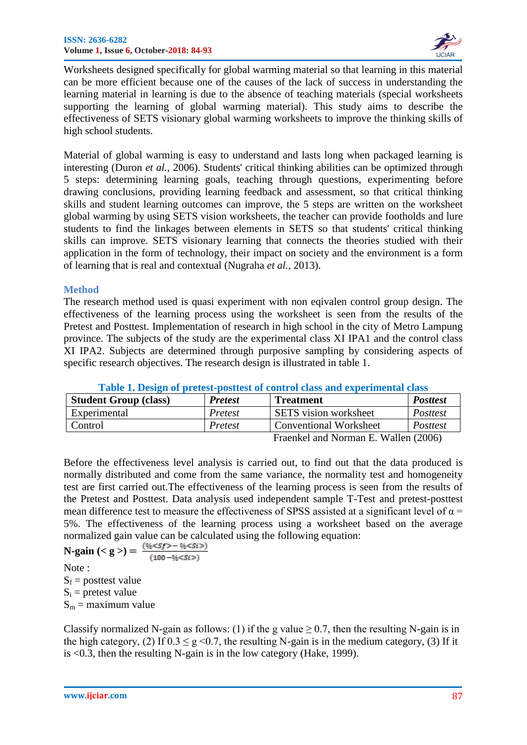Worksheets designed specifically for global warming material so that learning in this material can be more efficient because one of the causes of the lack of success in understanding the learning material in learning is due to the absence of teaching materials (special worksheets supporting the learning of global warming material). This study aims to describe the effectiveness of SETS visionary global warming worksheets to improve the thinking skills of high school students.

Material of global warming is easy to understand and lasts long when packaged learning is interesting (Duron *et al.*, 2006). Students' critical thinking abilities can be optimized through 5 steps: determining learning goals, teaching through questions, experimenting before drawing conclusions, providing learning feedback and assessment, so that critical thinking skills and student learning outcomes can improve, the 5 steps are written on the worksheet global warming by using SETS vision worksheets, the teacher can provide footholds and lure students to find the linkages between elements in SETS so that students' critical thinking skills can improve. SETS visionary learning that connects the theories studied with their application in the form of technology, their impact on society and the environment is a form of learning that is real and contextual (Nugraha *et al.*, 2013).

## Method

The research method used is quasi experiment with non eqivalen control group design. The effectiveness of the learning process using the worksheet is seen from the results of the Pretest and Posttest. Implementation of research in high school in the city of Metro Lampung province. The subjects of the study are the experimental class XI IPA1 and the control class XI IPA2. Subjects are determined through purposive sampling by considering aspects of specific research objectives. The research design is illustrated in table 1.

**Table 1. Design of pretest-posttest of control class and experimental class**

| Student Group (class) | *Pretest* | Treatment | *Posttest* |
|---|---|---|---|
| Experimental | *Pretest* | SETS vision worksheet | *Posttest* |
| Control | *Pretest* | Conventional Worksheet | *Posttest* |

Fraenkel and Norman E. Wallen (2006)

Before the effectiveness level analysis is carried out, to find out that the data produced is normally distributed and come from the same variance, the normality test and homogeneity test are first carried out.The effectiveness of the learning process is seen from the results of the Pretest and Posttest. Data analysis used independent sample T-Test and pretest-posttest mean difference test to measure the effectiveness of SPSS assisted at a significant level of $\alpha$ = 5%. The effectiveness of the learning process using a worksheet based on the average normalized gain value can be calculated using the following equation:

$$\textbf{N-gain } (<g>) = \frac{(\%<Sf> - \%<Si>)}{(100 - \%<Si>)}$$

Note :

$S_f$ = posttest value

$S_i$ = pretest value

$S_m$ = maximum value

Classify normalized N-gain as follows: (1) if the g value $\geq$ 0.7, then the resulting N-gain is in the high category, (2) If $0.3 \leq g < 0.7$, the resulting N-gain is in the medium category, (3) If it is <0.3, then the resulting N-gain is in the low category (Hake, 1999).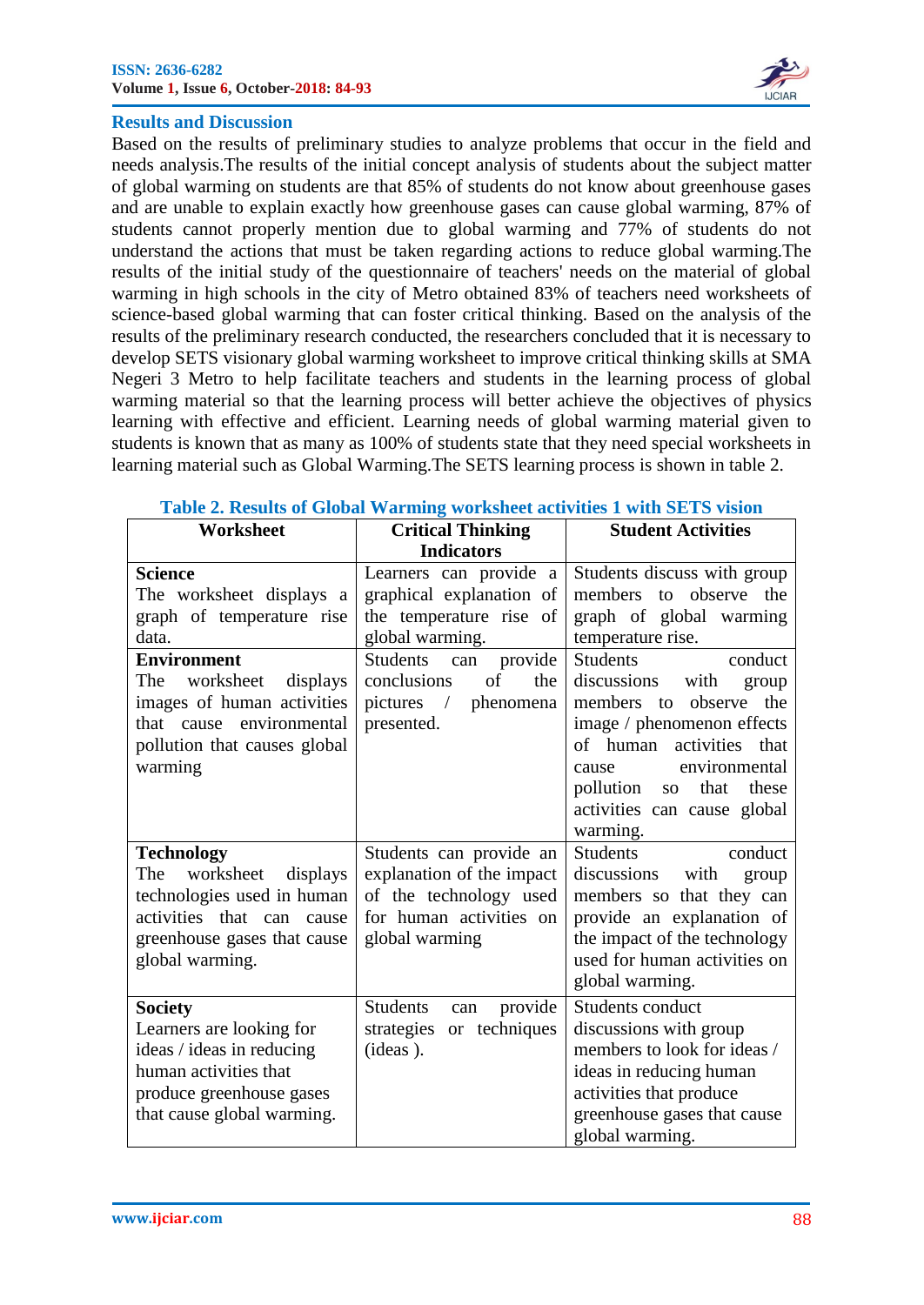## Results and Discussion

Based on the results of preliminary studies to analyze problems that occur in the field and needs analysis.The results of the initial concept analysis of students about the subject matter of global warming on students are that 85% of students do not know about greenhouse gases and are unable to explain exactly how greenhouse gases can cause global warming, 87% of students cannot properly mention due to global warming and 77% of students do not understand the actions that must be taken regarding actions to reduce global warming.The results of the initial study of the questionnaire of teachers' needs on the material of global warming in high schools in the city of Metro obtained 83% of teachers need worksheets of science-based global warming that can foster critical thinking. Based on the analysis of the results of the preliminary research conducted, the researchers concluded that it is necessary to develop SETS visionary global warming worksheet to improve critical thinking skills at SMA Negeri 3 Metro to help facilitate teachers and students in the learning process of global warming material so that the learning process will better achieve the objectives of physics learning with effective and efficient. Learning needs of global warming material given to students is known that as many as 100% of students state that they need special worksheets in learning material such as Global Warming.The SETS learning process is shown in table 2.

**Table 2. Results of Global Warming worksheet activities 1 with SETS vision**

| Worksheet | Critical Thinking Indicators | Student Activities |
|---|---|---|
| **Science**<br>The worksheet displays a graph of temperature rise data. | Learners can provide a graphical explanation of the temperature rise of global warming. | Students discuss with group members to observe the graph of global warming temperature rise. |
| **Environment**<br>The worksheet displays images of human activities that cause environmental pollution that causes global warming | Students can provide conclusions of the pictures / phenomena presented. | Students conduct discussions with group members to observe the image / phenomenon effects of human activities that cause environmental pollution so that these activities can cause global warming. |
| **Technology**<br>The worksheet displays technologies used in human activities that can cause greenhouse gases that cause global warming. | Students can provide an explanation of the impact of the technology used for human activities on global warming | Students conduct discussions with group members so that they can provide an explanation of the impact of the technology used for human activities on global warming. |
| **Society**<br>Learners are looking for ideas / ideas in reducing human activities that produce greenhouse gases that cause global warming. | Students can provide strategies or techniques (ideas ). | Students conduct discussions with group members to look for ideas / ideas in reducing human activities that produce greenhouse gases that cause global warming. |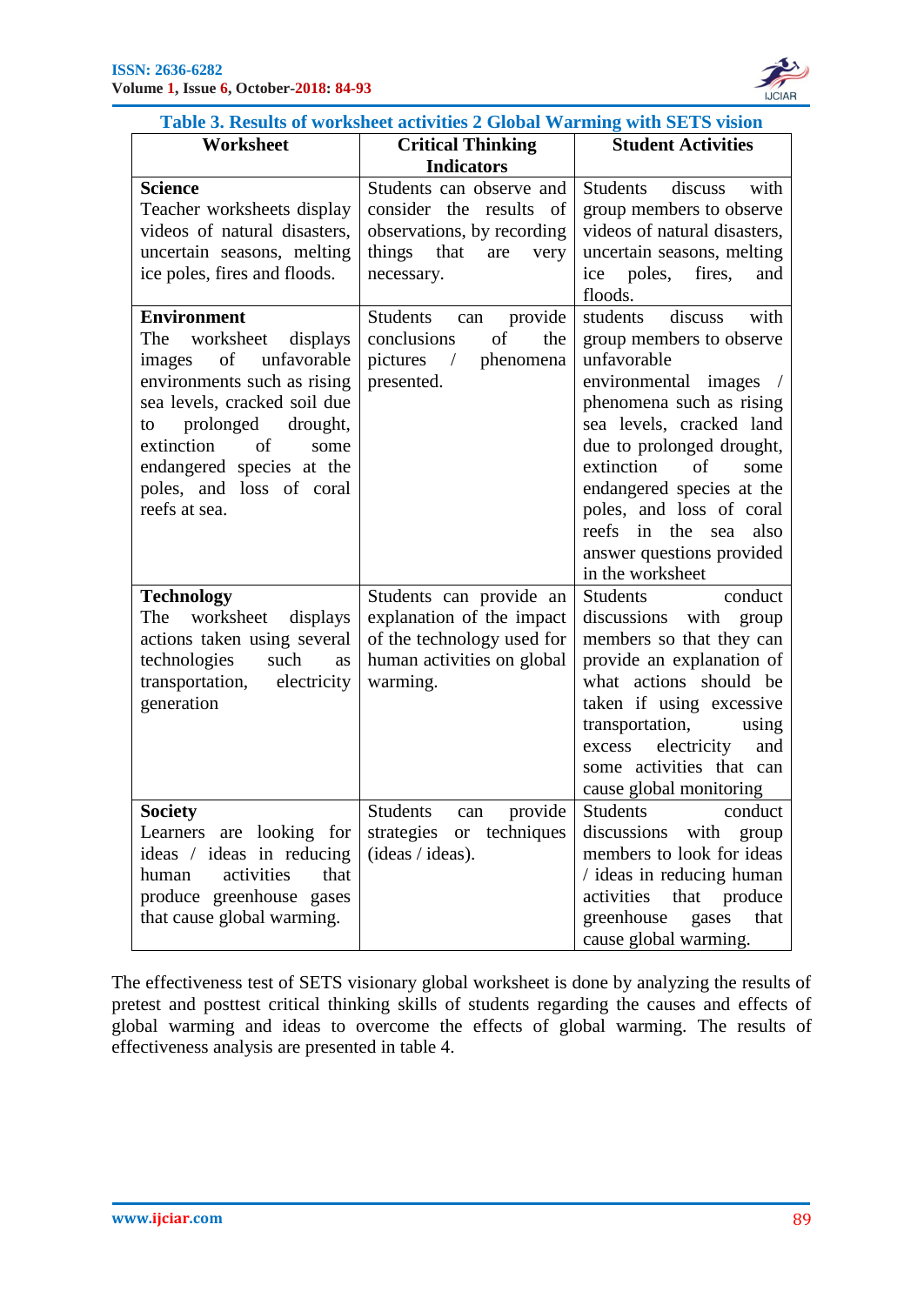**Table 3. Results of worksheet activities 2 Global Warming with SETS vision**

| Worksheet | Critical Thinking Indicators | Student Activities |
|---|---|---|
| **Science**<br>Teacher worksheets display videos of natural disasters, uncertain seasons, melting ice poles, fires and floods. | Students can observe and consider the results of observations, by recording things that are very necessary. | Students discuss with group members to observe videos of natural disasters, uncertain seasons, melting ice poles, fires, and floods. |
| **Environment**<br>The worksheet displays images of unfavorable environments such as rising sea levels, cracked soil due to prolonged drought, extinction of some endangered species at the poles, and loss of coral reefs at sea. | Students can provide conclusions of the pictures / phenomena presented. | students discuss with group members to observe unfavorable environmental images / phenomena such as rising sea levels, cracked land due to prolonged drought, extinction of some endangered species at the poles, and loss of coral reefs in the sea also answer questions provided in the worksheet |
| **Technology**<br>The worksheet displays actions taken using several technologies such as transportation, electricity generation | Students can provide an explanation of the impact of the technology used for human activities on global warming. | Students conduct discussions with group members so that they can provide an explanation of what actions should be taken if using excessive transportation, using excess electricity and some activities that can cause global monitoring |
| **Society**<br>Learners are looking for ideas / ideas in reducing human activities that produce greenhouse gases that cause global warming. | Students can provide strategies or techniques (ideas / ideas). | Students conduct discussions with group members to look for ideas / ideas in reducing human activities that produce greenhouse gases that cause global warming. |

The effectiveness test of SETS visionary global worksheet is done by analyzing the results of pretest and posttest critical thinking skills of students regarding the causes and effects of global warming and ideas to overcome the effects of global warming. The results of effectiveness analysis are presented in table 4.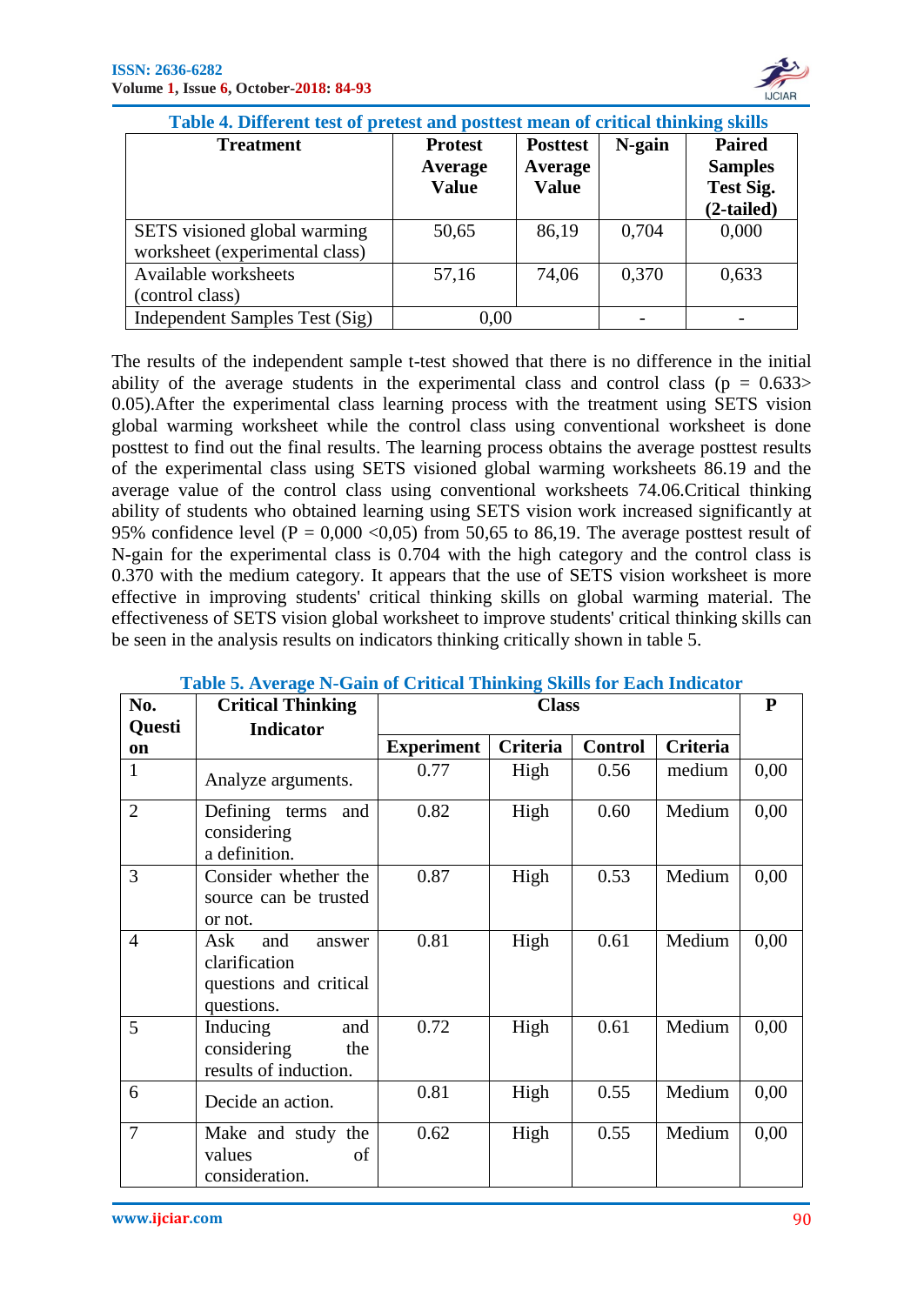**Table 4. Different test of pretest and posttest mean of critical thinking skills**

| Treatment | Protest Average Value | Posttest Average Value | N-gain | Paired Samples Test Sig. (2-tailed) |
|---|---|---|---|---|
| SETS visioned global warming worksheet (experimental class) | 50,65 | 86,19 | 0,704 | 0,000 |
| Available worksheets (control class) | 57,16 | 74,06 | 0,370 | 0,633 |
| Independent Samples Test (Sig) | 0,00 | | - | - |

The results of the independent sample t-test showed that there is no difference in the initial ability of the average students in the experimental class and control class (p = 0.633> 0.05).After the experimental class learning process with the treatment using SETS vision global warming worksheet while the control class using conventional worksheet is done posttest to find out the final results. The learning process obtains the average posttest results of the experimental class using SETS visioned global warming worksheets 86.19 and the average value of the control class using conventional worksheets 74.06.Critical thinking ability of students who obtained learning using SETS vision work increased significantly at 95% confidence level (P = 0,000 <0,05) from 50,65 to 86,19. The average posttest result of N-gain for the experimental class is 0.704 with the high category and the control class is 0.370 with the medium category. It appears that the use of SETS vision worksheet is more effective in improving students' critical thinking skills on global warming material. The effectiveness of SETS vision global worksheet to improve students' critical thinking skills can be seen in the analysis results on indicators thinking critically shown in table 5.

**Table 5. Average N-Gain of Critical Thinking Skills for Each Indicator**

| No. Question | Critical Thinking Indicator | Class | | | | P |
|---|---|---|---|---|---|---|
| | | Experiment | Criteria | Control | Criteria | |
| 1 | Analyze arguments. | 0.77 | High | 0.56 | medium | 0,00 |
| 2 | Defining terms and considering a definition. | 0.82 | High | 0.60 | Medium | 0,00 |
| 3 | Consider whether the source can be trusted or not. | 0.87 | High | 0.53 | Medium | 0,00 |
| 4 | Ask and answer clarification questions and critical questions. | 0.81 | High | 0.61 | Medium | 0,00 |
| 5 | Inducing and considering the results of induction. | 0.72 | High | 0.61 | Medium | 0,00 |
| 6 | Decide an action. | 0.81 | High | 0.55 | Medium | 0,00 |
| 7 | Make and study the values of consideration. | 0.62 | High | 0.55 | Medium | 0,00 |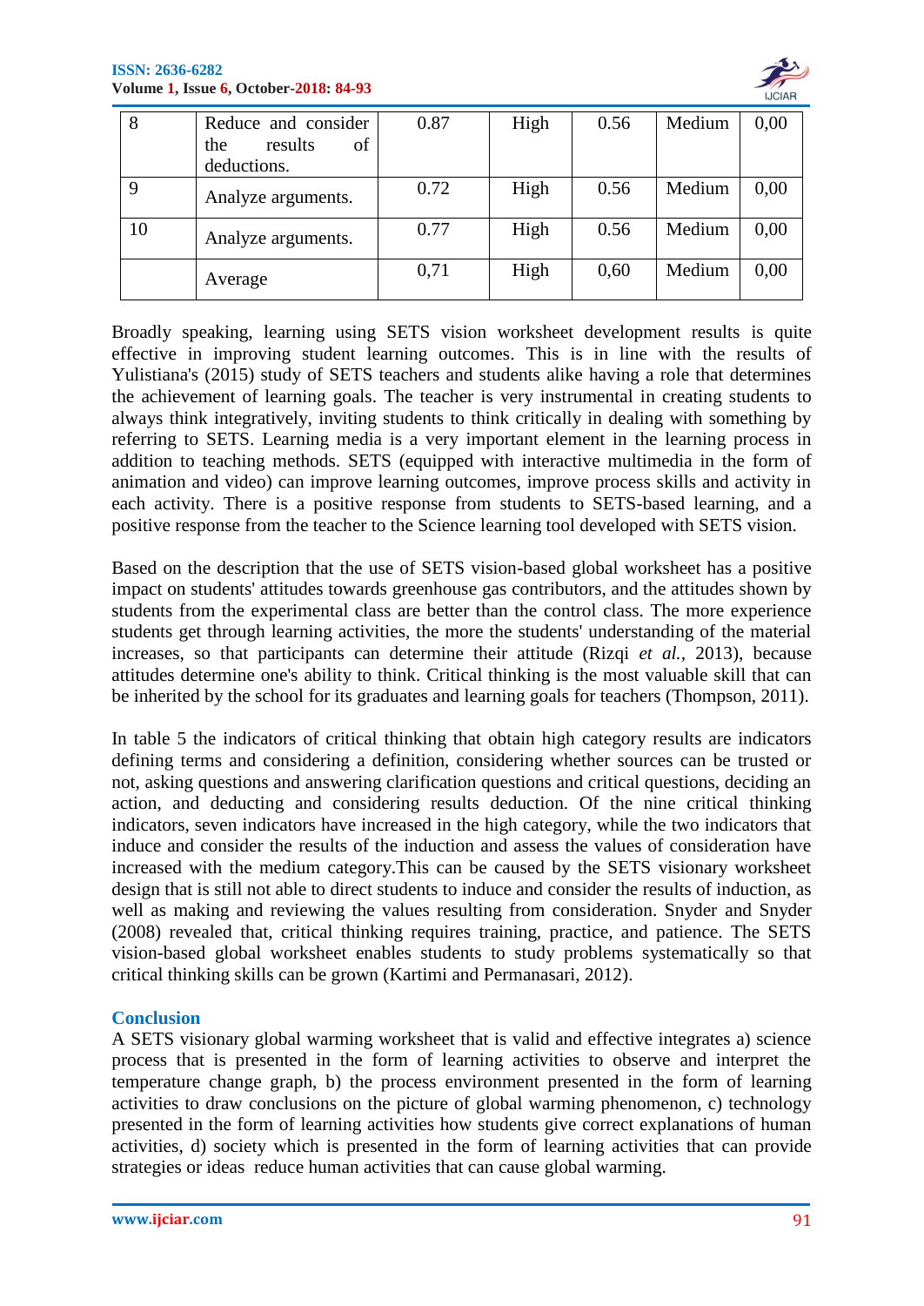| 8 | Reduce and consider the results of deductions. | 0.87 | High | 0.56 | Medium | 0,00 |
|---|---|---|---|---|---|---|
| 9 | Analyze arguments. | 0.72 | High | 0.56 | Medium | 0,00 |
| 10 | Analyze arguments. | 0.77 | High | 0.56 | Medium | 0,00 |
| | Average | 0,71 | High | 0,60 | Medium | 0,00 |

Broadly speaking, learning using SETS vision worksheet development results is quite effective in improving student learning outcomes. This is in line with the results of Yulistiana's (2015) study of SETS teachers and students alike having a role that determines the achievement of learning goals. The teacher is very instrumental in creating students to always think integratively, inviting students to think critically in dealing with something by referring to SETS. Learning media is a very important element in the learning process in addition to teaching methods. SETS (equipped with interactive multimedia in the form of animation and video) can improve learning outcomes, improve process skills and activity in each activity. There is a positive response from students to SETS-based learning, and a positive response from the teacher to the Science learning tool developed with SETS vision.

Based on the description that the use of SETS vision-based global worksheet has a positive impact on students' attitudes towards greenhouse gas contributors, and the attitudes shown by students from the experimental class are better than the control class. The more experience students get through learning activities, the more the students' understanding of the material increases, so that participants can determine their attitude (Rizqi *et al.*, 2013), because attitudes determine one's ability to think. Critical thinking is the most valuable skill that can be inherited by the school for its graduates and learning goals for teachers (Thompson, 2011).

In table 5 the indicators of critical thinking that obtain high category results are indicators defining terms and considering a definition, considering whether sources can be trusted or not, asking questions and answering clarification questions and critical questions, deciding an action, and deducting and considering results deduction. Of the nine critical thinking indicators, seven indicators have increased in the high category, while the two indicators that induce and consider the results of the induction and assess the values of consideration have increased with the medium category.This can be caused by the SETS visionary worksheet design that is still not able to direct students to induce and consider the results of induction, as well as making and reviewing the values resulting from consideration. Snyder and Snyder (2008) revealed that, critical thinking requires training, practice, and patience. The SETS vision-based global worksheet enables students to study problems systematically so that critical thinking skills can be grown (Kartimi and Permanasari, 2012).

## Conclusion

A SETS visionary global warming worksheet that is valid and effective integrates a) science process that is presented in the form of learning activities to observe and interpret the temperature change graph, b) the process environment presented in the form of learning activities to draw conclusions on the picture of global warming phenomenon, c) technology presented in the form of learning activities how students give correct explanations of human activities, d) society which is presented in the form of learning activities that can provide strategies or ideas reduce human activities that can cause global warming.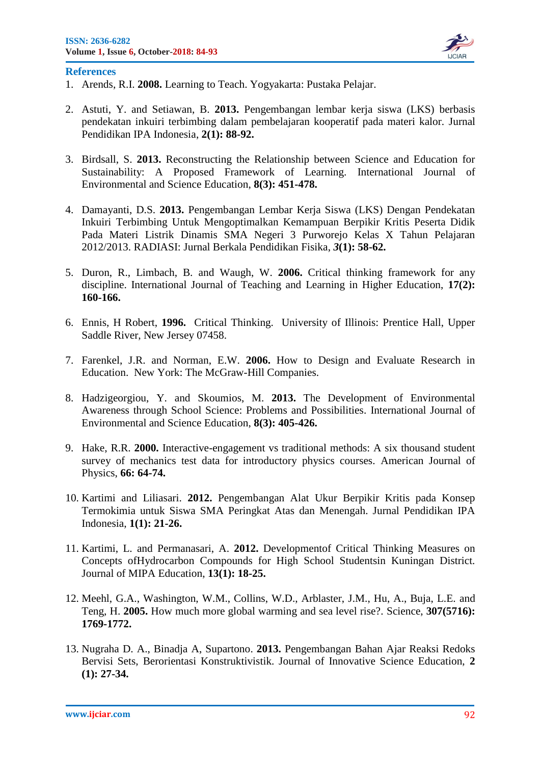## References

1. Arends, R.I. **2008.** Learning to Teach. Yogyakarta: Pustaka Pelajar.

2. Astuti, Y. and Setiawan, B. **2013.** Pengembangan lembar kerja siswa (LKS) berbasis pendekatan inkuiri terbimbing dalam pembelajaran kooperatif pada materi kalor. Jurnal Pendidikan IPA Indonesia, **2(1): 88-92.**

3. Birdsall, S. **2013.** Reconstructing the Relationship between Science and Education for Sustainability: A Proposed Framework of Learning. International Journal of Environmental and Science Education, **8(3): 451-478.**

4. Damayanti, D.S. **2013.** Pengembangan Lembar Kerja Siswa (LKS) Dengan Pendekatan Inkuiri Terbimbing Untuk Mengoptimalkan Kemampuan Berpikir Kritis Peserta Didik Pada Materi Listrik Dinamis SMA Negeri 3 Purworejo Kelas X Tahun Pelajaran 2012/2013. RADIASI: Jurnal Berkala Pendidikan Fisika, ***3*****(1): 58-62.**

5. Duron, R., Limbach, B. and Waugh, W. **2006.** Critical thinking framework for any discipline. International Journal of Teaching and Learning in Higher Education, **17(2): 160-166.**

6. Ennis, H Robert, **1996.** Critical Thinking. University of Illinois: Prentice Hall, Upper Saddle River, New Jersey 07458.

7. Farenkel, J.R. and Norman, E.W. **2006.** How to Design and Evaluate Research in Education. New York: The McGraw-Hill Companies.

8. Hadzigeorgiou, Y. and Skoumios, M. **2013.** The Development of Environmental Awareness through School Science: Problems and Possibilities. International Journal of Environmental and Science Education, **8(3): 405-426.**

9. Hake, R.R. **2000.** Interactive-engagement vs traditional methods: A six thousand student survey of mechanics test data for introductory physics courses. American Journal of Physics, **66: 64-74.**

10. Kartimi and Liliasari. **2012.** Pengembangan Alat Ukur Berpikir Kritis pada Konsep Termokimia untuk Siswa SMA Peringkat Atas dan Menengah. Jurnal Pendidikan IPA Indonesia, **1(1): 21-26.**

11. Kartimi, L. and Permanasari, A. **2012.** Developmentof Critical Thinking Measures on Concepts ofHydrocarbon Compounds for High School Studentsin Kuningan District. Journal of MIPA Education, **13(1): 18-25.**

12. Meehl, G.A., Washington, W.M., Collins, W.D., Arblaster, J.M., Hu, A., Buja, L.E. and Teng, H. **2005.** How much more global warming and sea level rise?. Science, **307(5716): 1769-1772.**

13. Nugraha D. A., Binadja A, Supartono. **2013.** Pengembangan Bahan Ajar Reaksi Redoks Bervisi Sets, Berorientasi Konstruktivistik. Journal of Innovative Science Education, **2 (1): 27-34.**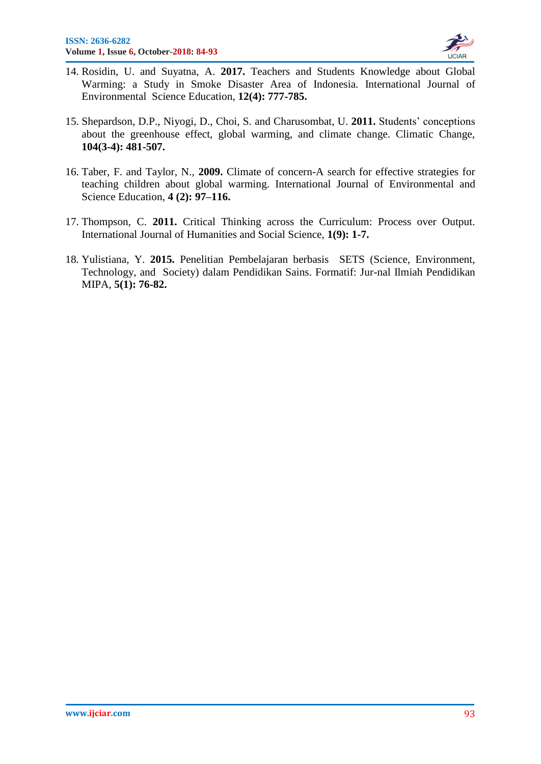14. Rosidin, U. and Suyatna, A. **2017.** Teachers and Students Knowledge about Global Warming: a Study in Smoke Disaster Area of Indonesia. International Journal of Environmental Science Education, **12(4): 777-785.**

15. Shepardson, D.P., Niyogi, D., Choi, S. and Charusombat, U. **2011.** Students' conceptions about the greenhouse effect, global warming, and climate change. Climatic Change, **104(3-4): 481-507.**

16. Taber, F. and Taylor, N., **2009.** Climate of concern-A search for effective strategies for teaching children about global warming. International Journal of Environmental and Science Education, **4 (2): 97–116.**

17. Thompson, C. **2011.** Critical Thinking across the Curriculum: Process over Output. International Journal of Humanities and Social Science, **1(9): 1-7.**

18. Yulistiana, Y. **2015.** Penelitian Pembelajaran berbasis SETS (Science, Environment, Technology, and Society) dalam Pendidikan Sains. Formatif: Jur-nal Ilmiah Pendidikan MIPA, **5(1): 76-82.**